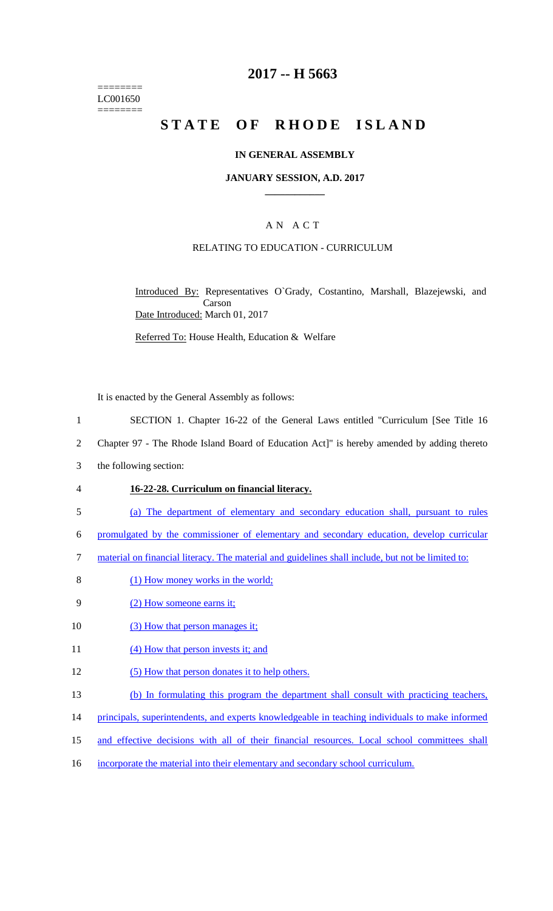========
LC001650
========

# 2017 -- H 5663

# STATE OF RHODE ISLAND

## IN GENERAL ASSEMBLY

### JANUARY SESSION, A.D. 2017

---

## A N A C T

### RELATING TO EDUCATION - CURRICULUM

Introduced By: Representatives O`Grady, Costantino, Marshall, Blazejewski, and Carson

Date Introduced: March 01, 2017

Referred To: House Health, Education & Welfare

It is enacted by the General Assembly as follows:

1 SECTION 1. Chapter 16-22 of the General Laws entitled "Curriculum [See Title 16
2 Chapter 97 - The Rhode Island Board of Education Act]" is hereby amended by adding thereto
3 the following section:

4 **16-22-28. Curriculum on financial literacy.**

5 (a) The department of elementary and secondary education shall, pursuant to rules
6 promulgated by the commissioner of elementary and secondary education, develop curricular
7 material on financial literacy. The material and guidelines shall include, but not be limited to:

8 (1) How money works in the world;

9 (2) How someone earns it;

10 (3) How that person manages it;

11 (4) How that person invests it; and

12 (5) How that person donates it to help others.

13 (b) In formulating this program the department shall consult with practicing teachers,
14 principals, superintendents, and experts knowledgeable in teaching individuals to make informed
15 and effective decisions with all of their financial resources. Local school committees shall
16 incorporate the material into their elementary and secondary school curriculum.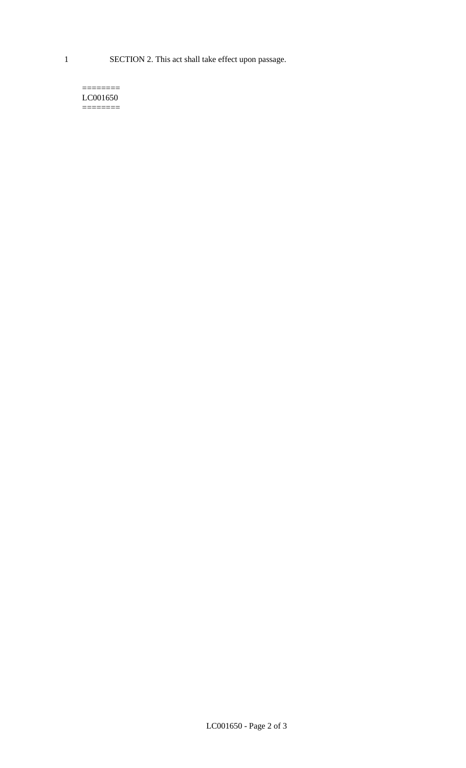SECTION 2. This act shall take effect upon passage.

========
LC001650
========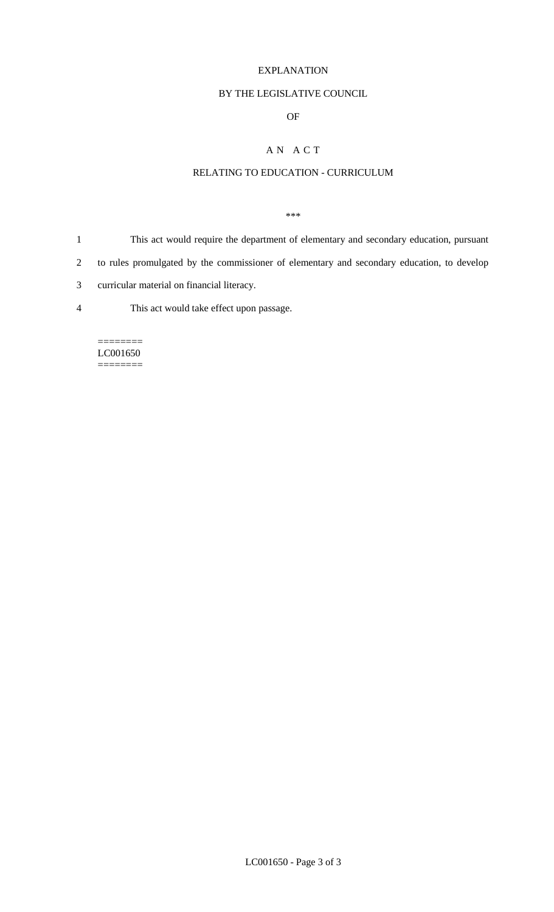EXPLANATION

BY THE LEGISLATIVE COUNCIL

OF

A N A C T

RELATING TO EDUCATION - CURRICULUM

\*\*\*

This act would require the department of elementary and secondary education, pursuant to rules promulgated by the commissioner of elementary and secondary education, to develop curricular material on financial literacy.

This act would take effect upon passage.

========
LC001650
========